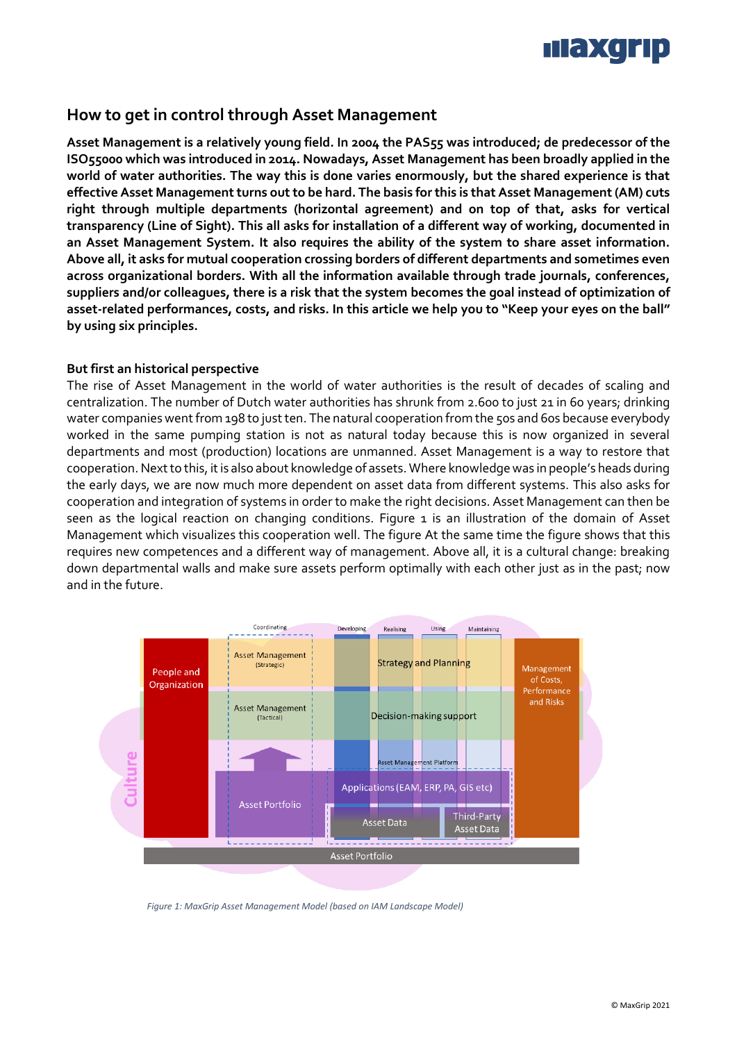## How to get in control through Asset Management

**Asset Management is a relatively young field. In 2004 the PAS55 was introduced; de predecessor of the ISO55000 which was introduced in 2014. Nowadays, Asset Management has been broadly applied in the world of water authorities. The way this is done varies enormously, but the shared experience is that effective Asset Management turns out to be hard. The basis for this is that Asset Management (AM) cuts right through multiple departments (horizontal agreement) and on top of that, asks for vertical transparency (Line of Sight). This all asks for installation of a different way of working, documented in an Asset Management System. It also requires the ability of the system to share asset information. Above all, it asks for mutual cooperation crossing borders of different departments and sometimes even across organizational borders. With all the information available through trade journals, conferences, suppliers and/or colleagues, there is a risk that the system becomes the goal instead of optimization of asset-related performances, costs, and risks. In this article we help you to "Keep your eyes on the ball" by using six principles.**

### But first an historical perspective

The rise of Asset Management in the world of water authorities is the result of decades of scaling and centralization. The number of Dutch water authorities has shrunk from 2.600 to just 21 in 60 years; drinking water companies went from 198 to just ten. The natural cooperation from the 50s and 60s because everybody worked in the same pumping station is not as natural today because this is now organized in several departments and most (production) locations are unmanned. Asset Management is a way to restore that cooperation. Next to this, it is also about knowledge of assets. Where knowledge was in people's heads during the early days, we are now much more dependent on asset data from different systems. This also asks for cooperation and integration of systems in order to make the right decisions. Asset Management can then be seen as the logical reaction on changing conditions. Figure 1 is an illustration of the domain of Asset Management which visualizes this cooperation well. The figure At the same time the figure shows that this requires new competences and a different way of management. Above all, it is a cultural change: breaking down departmental walls and make sure assets perform optimally with each other just as in the past; now and in the future.

*Figure 1: MaxGrip Asset Management Model (based on IAM Landscape Model)*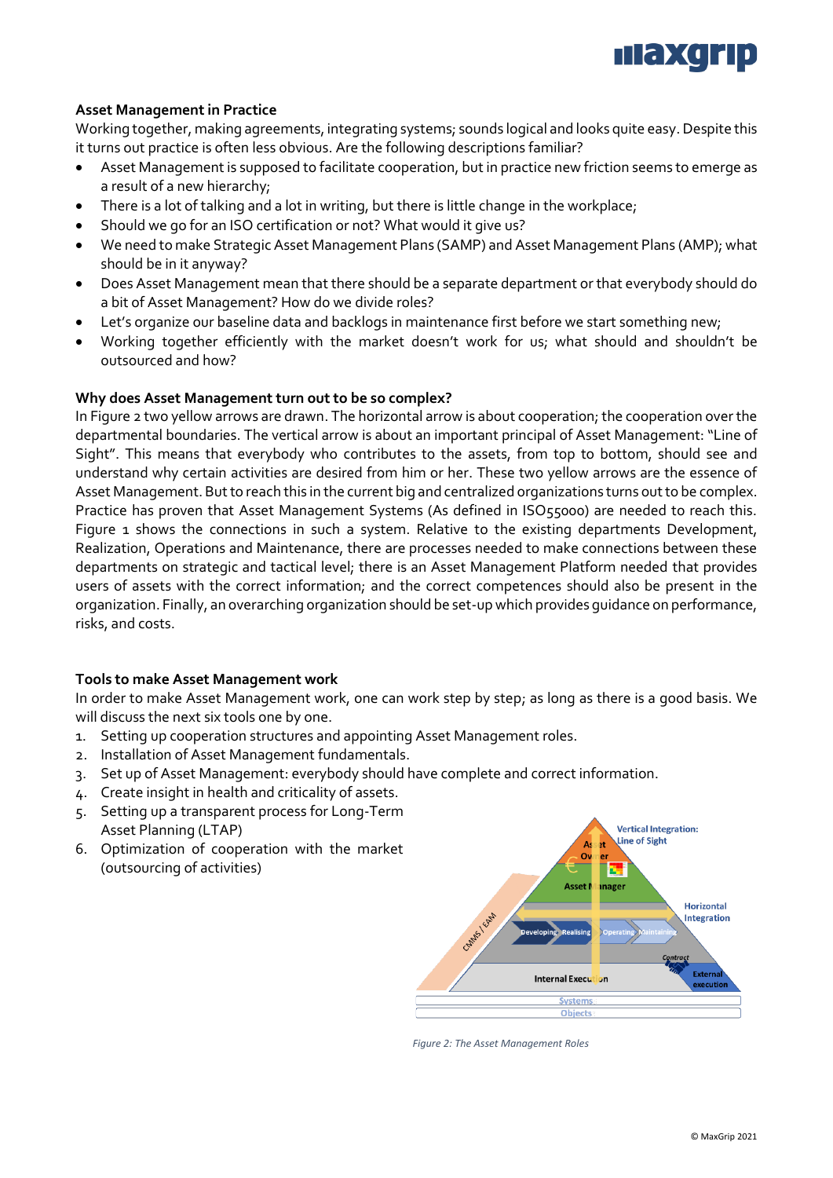### Asset Management in Practice

Working together, making agreements, integrating systems; sounds logical and looks quite easy. Despite this it turns out practice is often less obvious. Are the following descriptions familiar?

- Asset Management is supposed to facilitate cooperation, but in practice new friction seems to emerge as a result of a new hierarchy;
- There is a lot of talking and a lot in writing, but there is little change in the workplace;
- Should we go for an ISO certification or not? What would it give us?
- We need to make Strategic Asset Management Plans (SAMP) and Asset Management Plans (AMP); what should be in it anyway?
- Does Asset Management mean that there should be a separate department or that everybody should do a bit of Asset Management? How do we divide roles?
- Let's organize our baseline data and backlogs in maintenance first before we start something new;
- Working together efficiently with the market doesn't work for us; what should and shouldn't be outsourced and how?

### Why does Asset Management turn out to be so complex?

In Figure 2 two yellow arrows are drawn. The horizontal arrow is about cooperation; the cooperation over the departmental boundaries. The vertical arrow is about an important principal of Asset Management: "Line of Sight". This means that everybody who contributes to the assets, from top to bottom, should see and understand why certain activities are desired from him or her. These two yellow arrows are the essence of Asset Management. But to reach this in the current big and centralized organizations turns out to be complex. Practice has proven that Asset Management Systems (As defined in ISO55000) are needed to reach this. Figure 1 shows the connections in such a system. Relative to the existing departments Development, Realization, Operations and Maintenance, there are processes needed to make connections between these departments on strategic and tactical level; there is an Asset Management Platform needed that provides users of assets with the correct information; and the correct competences should also be present in the organization. Finally, an overarching organization should be set-up which provides guidance on performance, risks, and costs.

### Tools to make Asset Management work

In order to make Asset Management work, one can work step by step; as long as there is a good basis. We will discuss the next six tools one by one.

1. Setting up cooperation structures and appointing Asset Management roles.
2. Installation of Asset Management fundamentals.
3. Set up of Asset Management: everybody should have complete and correct information.
4. Create insight in health and criticality of assets.
5. Setting up a transparent process for Long-Term Asset Planning (LTAP)
6. Optimization of cooperation with the market (outsourcing of activities)

*Figure 2: The Asset Management Roles*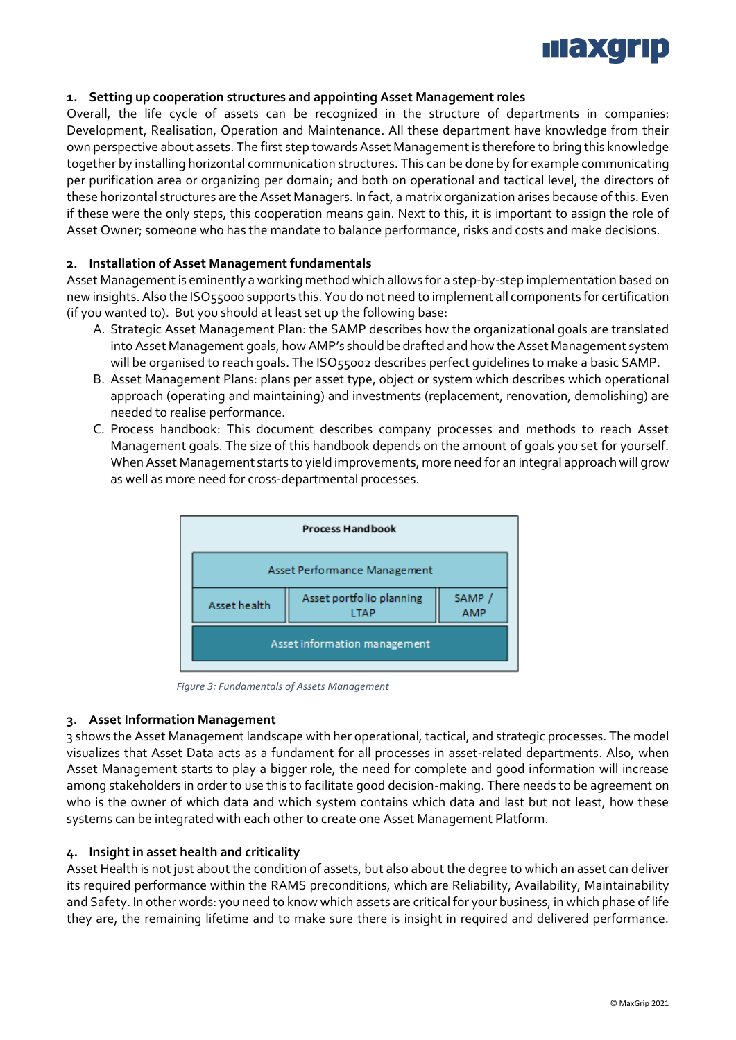## 1. Setting up cooperation structures and appointing Asset Management roles

Overall, the life cycle of assets can be recognized in the structure of departments in companies: Development, Realisation, Operation and Maintenance. All these department have knowledge from their own perspective about assets. The first step towards Asset Management is therefore to bring this knowledge together by installing horizontal communication structures. This can be done by for example communicating per purification area or organizing per domain; and both on operational and tactical level, the directors of these horizontal structures are the Asset Managers. In fact, a matrix organization arises because of this. Even if these were the only steps, this cooperation means gain. Next to this, it is important to assign the role of Asset Owner; someone who has the mandate to balance performance, risks and costs and make decisions.

## 2. Installation of Asset Management fundamentals

Asset Management is eminently a working method which allows for a step-by-step implementation based on new insights. Also the ISO55000 supports this. You do not need to implement all components for certification (if you wanted to). But you should at least set up the following base:

A. Strategic Asset Management Plan: the SAMP describes how the organizational goals are translated into Asset Management goals, how AMP's should be drafted and how the Asset Management system will be organised to reach goals. The ISO55002 describes perfect guidelines to make a basic SAMP.
B. Asset Management Plans: plans per asset type, object or system which describes which operational approach (operating and maintaining) and investments (replacement, renovation, demolishing) are needed to realise performance.
C. Process handbook: This document describes company processes and methods to reach Asset Management goals. The size of this handbook depends on the amount of goals you set for yourself. When Asset Management starts to yield improvements, more need for an integral approach will grow as well as more need for cross-departmental processes.

| Process Handbook | | |
|---|---|---|
| Asset Performance Management | | |
| Asset health | Asset portfolio planning LTAP | SAMP / AMP |
| Asset information management | | |

*Figure 3: Fundamentals of Assets Management*

## 3. Asset Information Management

3 shows the Asset Management landscape with her operational, tactical, and strategic processes. The model visualizes that Asset Data acts as a fundament for all processes in asset-related departments. Also, when Asset Management starts to play a bigger role, the need for complete and good information will increase among stakeholders in order to use this to facilitate good decision-making. There needs to be agreement on who is the owner of which data and which system contains which data and last but not least, how these systems can be integrated with each other to create one Asset Management Platform.

## 4. Insight in asset health and criticality

Asset Health is not just about the condition of assets, but also about the degree to which an asset can deliver its required performance within the RAMS preconditions, which are Reliability, Availability, Maintainability and Safety. In other words: you need to know which assets are critical for your business, in which phase of life they are, the remaining lifetime and to make sure there is insight in required and delivered performance.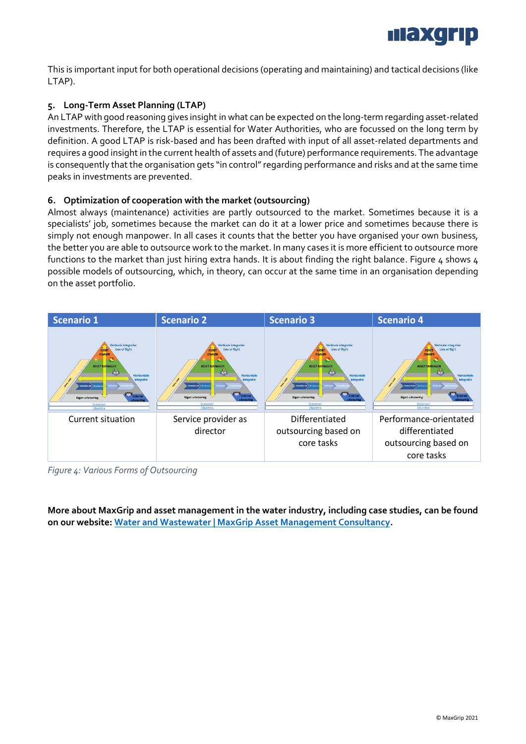This is important input for both operational decisions (operating and maintaining) and tactical decisions (like LTAP).

### 5. Long-Term Asset Planning (LTAP)

An LTAP with good reasoning gives insight in what can be expected on the long-term regarding asset-related investments. Therefore, the LTAP is essential for Water Authorities, who are focussed on the long term by definition. A good LTAP is risk-based and has been drafted with input of all asset-related departments and requires a good insight in the current health of assets and (future) performance requirements. The advantage is consequently that the organisation gets "in control" regarding performance and risks and at the same time peaks in investments are prevented.

### 6. Optimization of cooperation with the market (outsourcing)

Almost always (maintenance) activities are partly outsourced to the market. Sometimes because it is a specialists' job, sometimes because the market can do it at a lower price and sometimes because there is simply not enough manpower. In all cases it counts that the better you have organised your own business, the better you are able to outsource work to the market. In many cases it is more efficient to outsource more functions to the market than just hiring extra hands. It is about finding the right balance. Figure 4 shows 4 possible models of outsourcing, which, in theory, can occur at the same time in an organisation depending on the asset portfolio.

| Scenario 1 | Scenario 2 | Scenario 3 | Scenario 4 |
|---|---|---|---|
| | | | |
| Current situation | Service provider as director | Differentiated outsourcing based on core tasks | Performance-orientated differentiated outsourcing based on core tasks |

*Figure 4: Various Forms of Outsourcing*

**More about MaxGrip and asset management in the water industry, including case studies, can be found on our website: [Water and Wastewater | MaxGrip Asset Management Consultancy](#).**